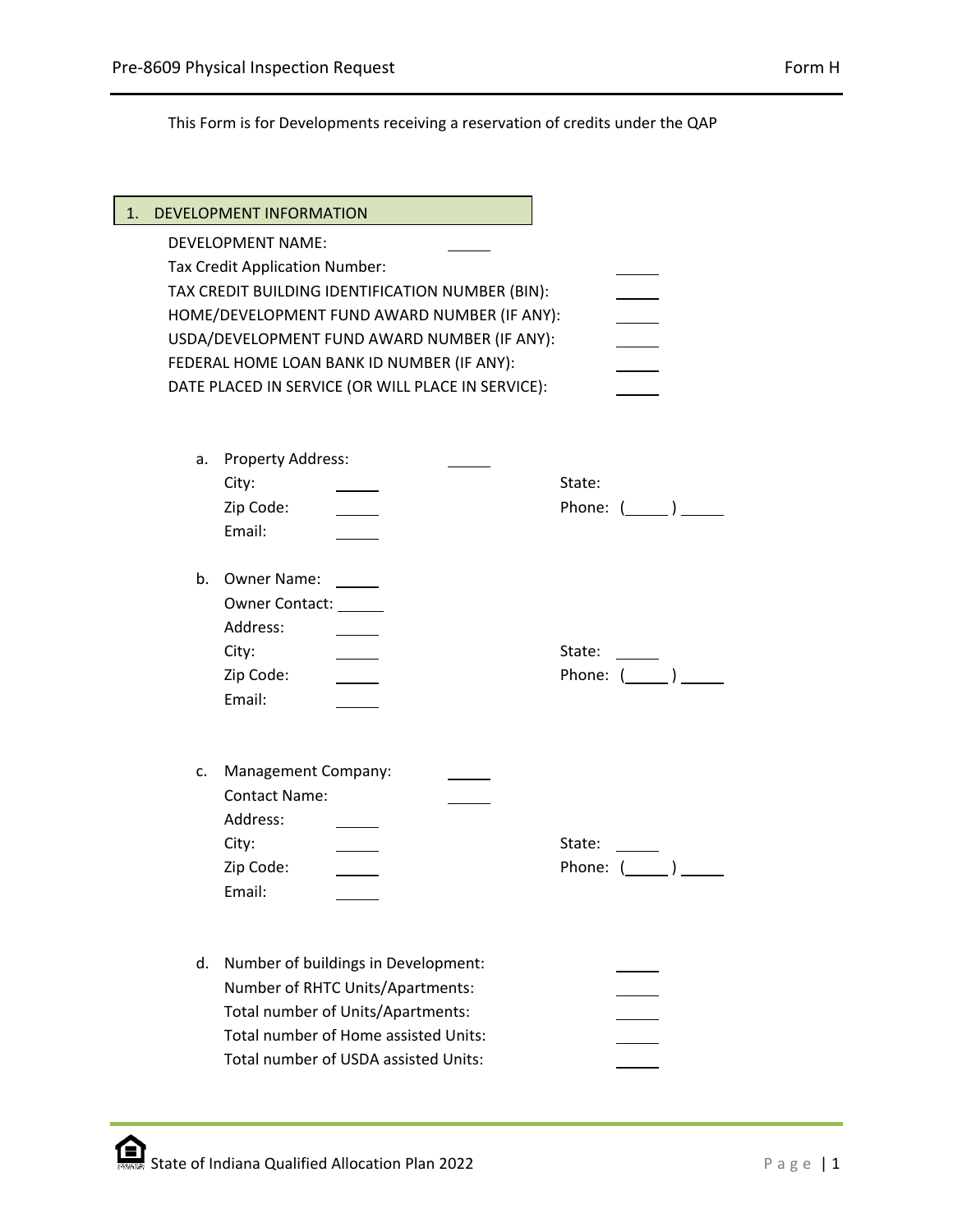# Pre-8609 Physical Inspection Request

## Form H

This Form is for Developments receiving a reservation of credits under the QAP

### 1. DEVELOPMENT INFORMATION

DEVELOPMENT NAME: \_\_\_\_\_

Tax Credit Application Number: \_\_\_\_\_

TAX CREDIT BUILDING IDENTIFICATION NUMBER (BIN): \_\_\_\_\_

HOME/DEVELOPMENT FUND AWARD NUMBER (IF ANY): \_\_\_\_\_

USDA/DEVELOPMENT FUND AWARD NUMBER (IF ANY): \_\_\_\_\_

FEDERAL HOME LOAN BANK ID NUMBER (IF ANY): \_\_\_\_\_

DATE PLACED IN SERVICE (OR WILL PLACE IN SERVICE): \_\_\_\_\_

a. Property Address: \_\_\_\_\_
   City: \_\_\_\_\_ State:
   Zip Code: \_\_\_\_\_ Phone: (\_\_\_\_\_) \_\_\_\_\_
   Email: \_\_\_\_\_

b. Owner Name: \_\_\_\_\_
   Owner Contact: \_\_\_\_\_
   Address: \_\_\_\_\_
   City: \_\_\_\_\_ State: \_\_\_\_\_
   Zip Code: \_\_\_\_\_ Phone: (\_\_\_\_\_) \_\_\_\_\_
   Email: \_\_\_\_\_

c. Management Company: \_\_\_\_\_
   Contact Name: \_\_\_\_\_
   Address: \_\_\_\_\_
   City: \_\_\_\_\_ State: \_\_\_\_\_
   Zip Code: \_\_\_\_\_ Phone: (\_\_\_\_\_) \_\_\_\_\_
   Email: \_\_\_\_\_

d. Number of buildings in Development: \_\_\_\_\_
   Number of RHTC Units/Apartments: \_\_\_\_\_
   Total number of Units/Apartments: \_\_\_\_\_
   Total number of Home assisted Units: \_\_\_\_\_
   Total number of USDA assisted Units: \_\_\_\_\_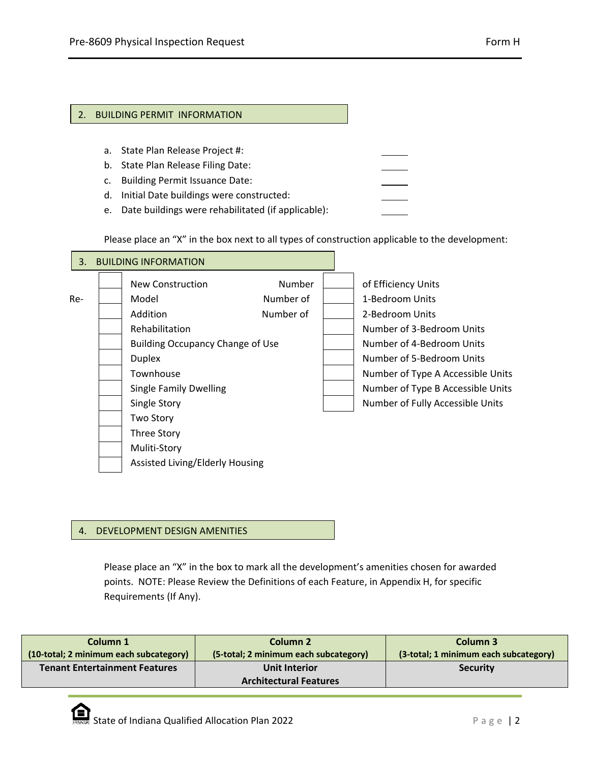## 2. BUILDING PERMIT INFORMATION

a. State Plan Release Project #: ______
b. State Plan Release Filing Date: ______
c. Building Permit Issuance Date: ______
d. Initial Date buildings were constructed: ______
e. Date buildings were rehabilitated (if applicable): ______

Please place an "X" in the box next to all types of construction applicable to the development:

## 3. BUILDING INFORMATION

| | Construction Type | | Units |
|---|---|---|---|
| | New Construction | | Number of Efficiency Units |
| | Re-Model | | Number of 1-Bedroom Units |
| | Addition | | Number of 2-Bedroom Units |
| | Rehabilitation | | Number of 3-Bedroom Units |
| | Building Occupancy Change of Use | | Number of 4-Bedroom Units |
| | Duplex | | Number of 5-Bedroom Units |
| | Townhouse | | Number of Type A Accessible Units |
| | Single Family Dwelling | | Number of Type B Accessible Units |
| | Single Story | | Number of Fully Accessible Units |
| | Two Story | | |
| | Three Story | | |
| | Muliti-Story | | |
| | Assisted Living/Elderly Housing | | |

## 4. DEVELOPMENT DESIGN AMENITIES

Please place an "X" in the box to mark all the development's amenities chosen for awarded points. NOTE: Please Review the Definitions of each Feature, in Appendix H, for specific Requirements (If Any).

| Column 1<br>(10-total; 2 minimum each subcategory) | Column 2<br>(5-total; 2 minimum each subcategory) | Column 3<br>(3-total; 1 minimum each subcategory) |
|---|---|---|
| **Tenant Entertainment Features** | **Unit Interior Architectural Features** | **Security** |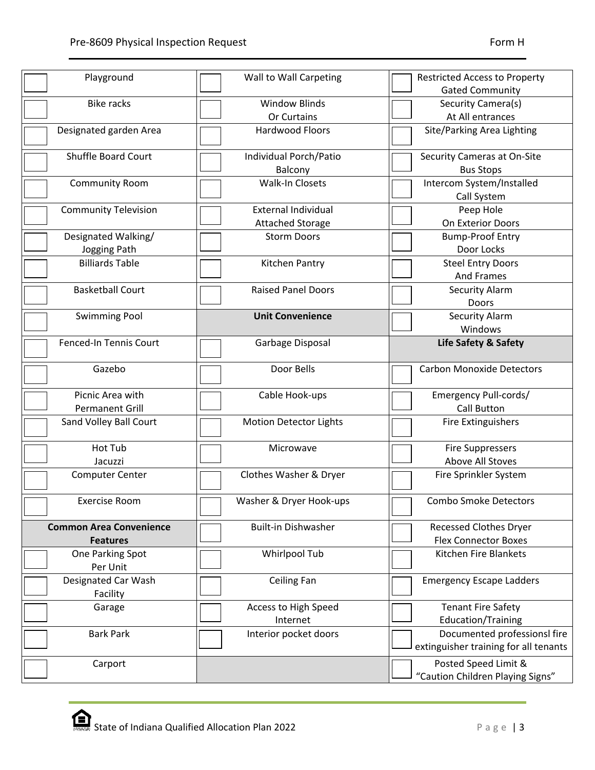| | | | | | |
|---|---|---|---|---|---|
| ☐ | Playground | ☐ | Wall to Wall Carpeting | ☐ | Restricted Access to Property Gated Community |
| ☐ | Bike racks | ☐ | Window Blinds Or Curtains | ☐ | Security Camera(s) At All entrances |
| ☐ | Designated garden Area | ☐ | Hardwood Floors | ☐ | Site/Parking Area Lighting |
| ☐ | Shuffle Board Court | ☐ | Individual Porch/Patio Balcony | ☐ | Security Cameras at On-Site Bus Stops |
| ☐ | Community Room | ☐ | Walk-In Closets | ☐ | Intercom System/Installed Call System |
| ☐ | Community Television | ☐ | External Individual Attached Storage | ☐ | Peep Hole On Exterior Doors |
| ☐ | Designated Walking/ Jogging Path | ☐ | Storm Doors | ☐ | Bump-Proof Entry Door Locks |
| ☐ | Billiards Table | ☐ | Kitchen Pantry | ☐ | Steel Entry Doors And Frames |
| ☐ | Basketball Court | ☐ | Raised Panel Doors | ☐ | Security Alarm Doors |
| ☐ | Swimming Pool | | **Unit Convenience** | ☐ | Security Alarm Windows |
| ☐ | Fenced-In Tennis Court | ☐ | Garbage Disposal | | **Life Safety & Safety** |
| ☐ | Gazebo | ☐ | Door Bells | ☐ | Carbon Monoxide Detectors |
| ☐ | Picnic Area with Permanent Grill | ☐ | Cable Hook-ups | ☐ | Emergency Pull-cords/ Call Button |
| ☐ | Sand Volley Ball Court | ☐ | Motion Detector Lights | ☐ | Fire Extinguishers |
| ☐ | Hot Tub Jacuzzi | ☐ | Microwave | ☐ | Fire Suppressers Above All Stoves |
| ☐ | Computer Center | ☐ | Clothes Washer & Dryer | ☐ | Fire Sprinkler System |
| ☐ | Exercise Room | ☐ | Washer & Dryer Hook-ups | ☐ | Combo Smoke Detectors |
| | **Common Area Convenience Features** | ☐ | Built-in Dishwasher | ☐ | Recessed Clothes Dryer Flex Connector Boxes |
| ☐ | One Parking Spot Per Unit | ☐ | Whirlpool Tub | ☐ | Kitchen Fire Blankets |
| ☐ | Designated Car Wash Facility | ☐ | Ceiling Fan | ☐ | Emergency Escape Ladders |
| ☐ | Garage | ☐ | Access to High Speed Internet | ☐ | Tenant Fire Safety Education/Training |
| ☐ | Bark Park | ☐ | Interior pocket doors | ☐ | Documented professionsl fire extinguisher training for all tenants |
| ☐ | Carport | | | ☐ | Posted Speed Limit & "Caution Children Playing Signs" |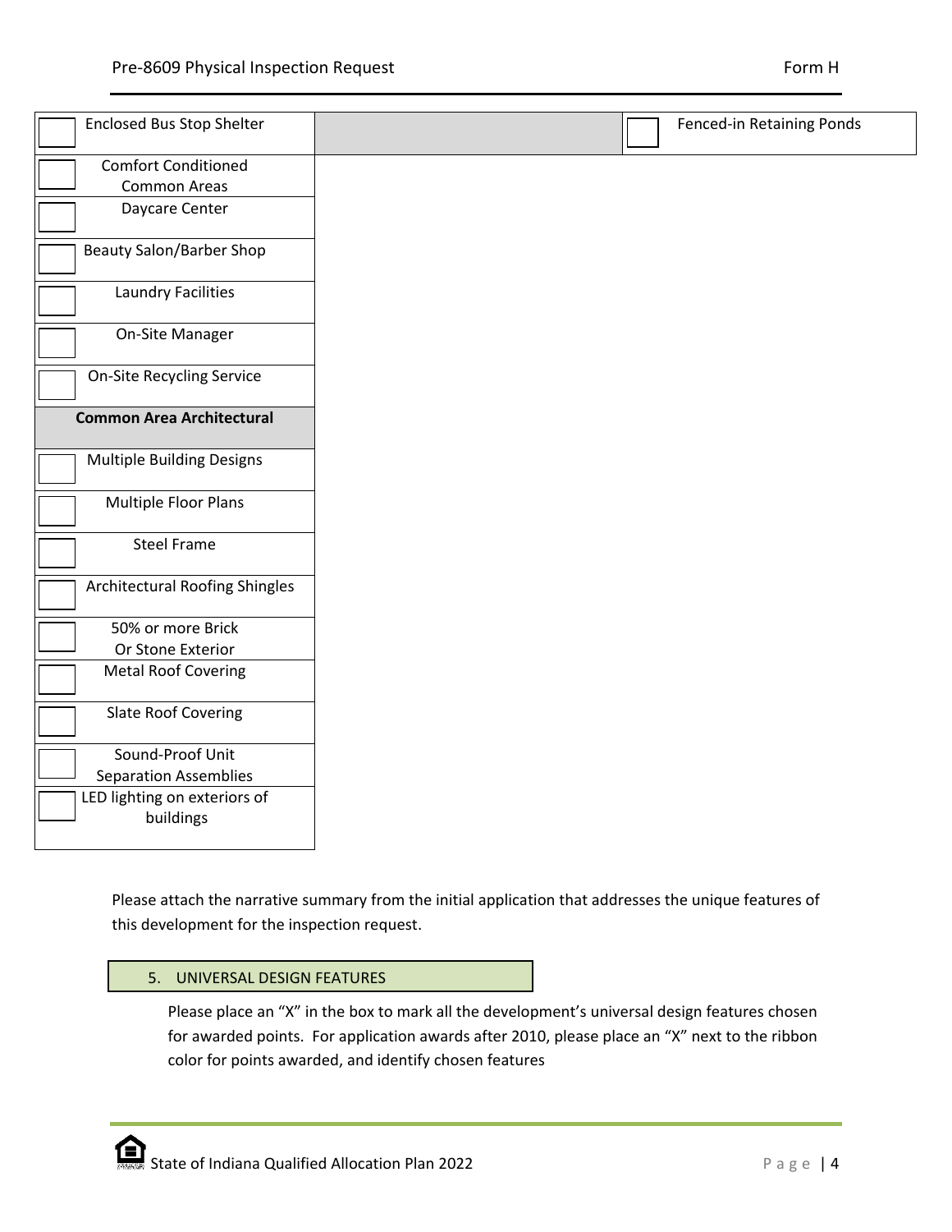| | | | |
|---|---|---|---|
| ☐ | Enclosed Bus Stop Shelter | | ☐ Fenced-in Retaining Ponds |
| ☐ | Comfort Conditioned Common Areas | | |
| ☐ | Daycare Center | | |
| ☐ | Beauty Salon/Barber Shop | | |
| ☐ | Laundry Facilities | | |
| ☐ | On-Site Manager | | |
| ☐ | On-Site Recycling Service | | |
| | **Common Area Architectural** | | |
| ☐ | Multiple Building Designs | | |
| ☐ | Multiple Floor Plans | | |
| ☐ | Steel Frame | | |
| ☐ | Architectural Roofing Shingles | | |
| ☐ | 50% or more Brick Or Stone Exterior | | |
| ☐ | Metal Roof Covering | | |
| ☐ | Slate Roof Covering | | |
| ☐ | Sound-Proof Unit Separation Assemblies | | |
| ☐ | LED lighting on exteriors of buildings | | |

Please attach the narrative summary from the initial application that addresses the unique features of this development for the inspection request.

## 5. UNIVERSAL DESIGN FEATURES

Please place an "X" in the box to mark all the development's universal design features chosen for awarded points. For application awards after 2010, please place an "X" next to the ribbon color for points awarded, and identify chosen features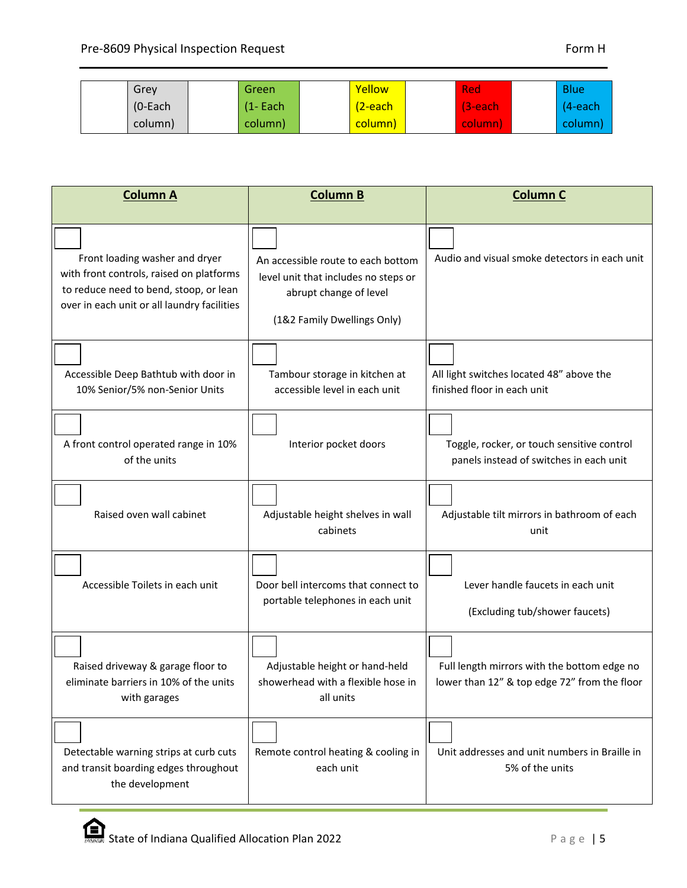| | Grey (0-Each column) | | Green (1- Each column) | | Yellow (2-each column) | | Red (3-each column) | | Blue (4-each column) |
|---|---|---|---|---|---|---|---|---|---|

| **Column A** | **Column B** | **Column C** |
|---|---|---|
| ☐ Front loading washer and dryer with front controls, raised on platforms to reduce need to bend, stoop, or lean over in each unit or all laundry facilities | ☐ An accessible route to each bottom level unit that includes no steps or abrupt change of level (1&2 Family Dwellings Only) | ☐ Audio and visual smoke detectors in each unit |
| ☐ Accessible Deep Bathtub with door in 10% Senior/5% non-Senior Units | ☐ Tambour storage in kitchen at accessible level in each unit | ☐ All light switches located 48" above the finished floor in each unit |
| ☐ A front control operated range in 10% of the units | ☐ Interior pocket doors | ☐ Toggle, rocker, or touch sensitive control panels instead of switches in each unit |
| ☐ Raised oven wall cabinet | ☐ Adjustable height shelves in wall cabinets | ☐ Adjustable tilt mirrors in bathroom of each unit |
| ☐ Accessible Toilets in each unit | ☐ Door bell intercoms that connect to portable telephones in each unit | ☐ Lever handle faucets in each unit (Excluding tub/shower faucets) |
| ☐ Raised driveway & garage floor to eliminate barriers in 10% of the units with garages | ☐ Adjustable height or hand-held showerhead with a flexible hose in all units | ☐ Full length mirrors with the bottom edge no lower than 12" & top edge 72" from the floor |
| ☐ Detectable warning strips at curb cuts and transit boarding edges throughout the development | ☐ Remote control heating & cooling in each unit | ☐ Unit addresses and unit numbers in Braille in 5% of the units |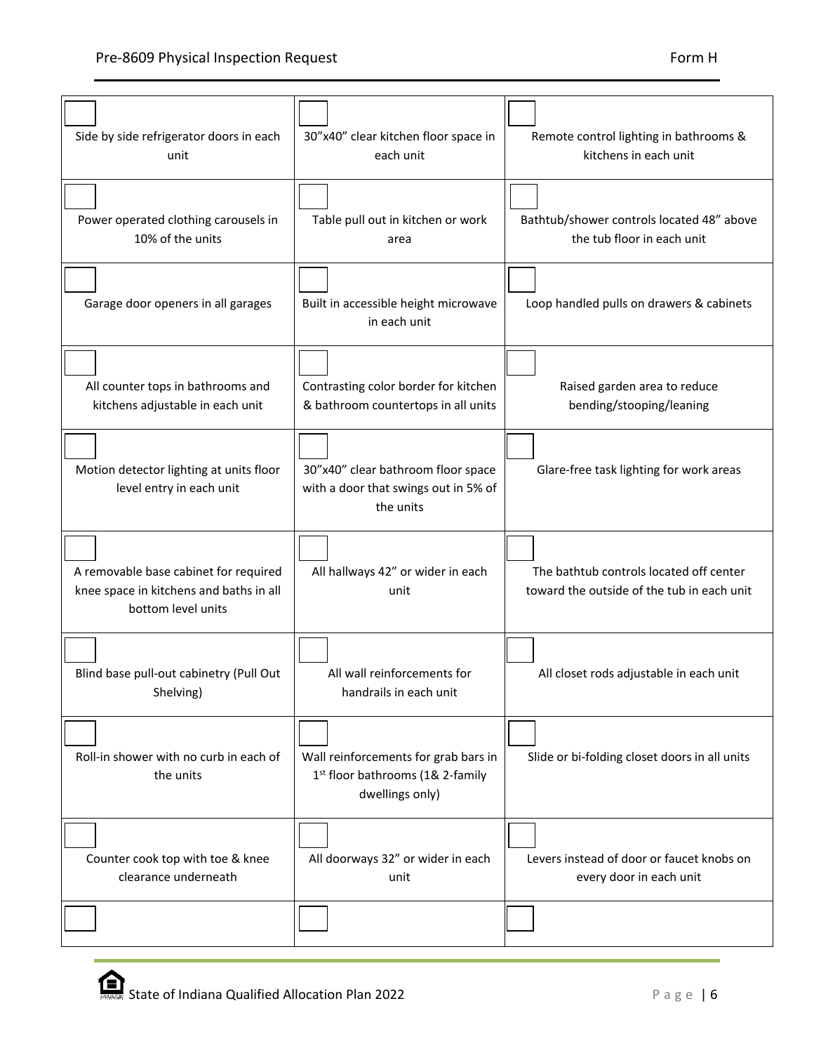| | | |
|---|---|---|
| ☐ Side by side refrigerator doors in each unit | ☐ 30"x40" clear kitchen floor space in each unit | ☐ Remote control lighting in bathrooms & kitchens in each unit |
| ☐ Power operated clothing carousels in 10% of the units | ☐ Table pull out in kitchen or work area | ☐ Bathtub/shower controls located 48" above the tub floor in each unit |
| ☐ Garage door openers in all garages | ☐ Built in accessible height microwave in each unit | ☐ Loop handled pulls on drawers & cabinets |
| ☐ All counter tops in bathrooms and kitchens adjustable in each unit | ☐ Contrasting color border for kitchen & bathroom countertops in all units | ☐ Raised garden area to reduce bending/stooping/leaning |
| ☐ Motion detector lighting at units floor level entry in each unit | ☐ 30"x40" clear bathroom floor space with a door that swings out in 5% of the units | ☐ Glare-free task lighting for work areas |
| ☐ A removable base cabinet for required knee space in kitchens and baths in all bottom level units | ☐ All hallways 42" or wider in each unit | ☐ The bathtub controls located off center toward the outside of the tub in each unit |
| ☐ Blind base pull-out cabinetry (Pull Out Shelving) | ☐ All wall reinforcements for handrails in each unit | ☐ All closet rods adjustable in each unit |
| ☐ Roll-in shower with no curb in each of the units | ☐ Wall reinforcements for grab bars in 1st floor bathrooms (1& 2-family dwellings only) | ☐ Slide or bi-folding closet doors in all units |
| ☐ Counter cook top with toe & knee clearance underneath | ☐ All doorways 32" or wider in each unit | ☐ Levers instead of door or faucet knobs on every door in each unit |
| ☐ | ☐ | ☐ |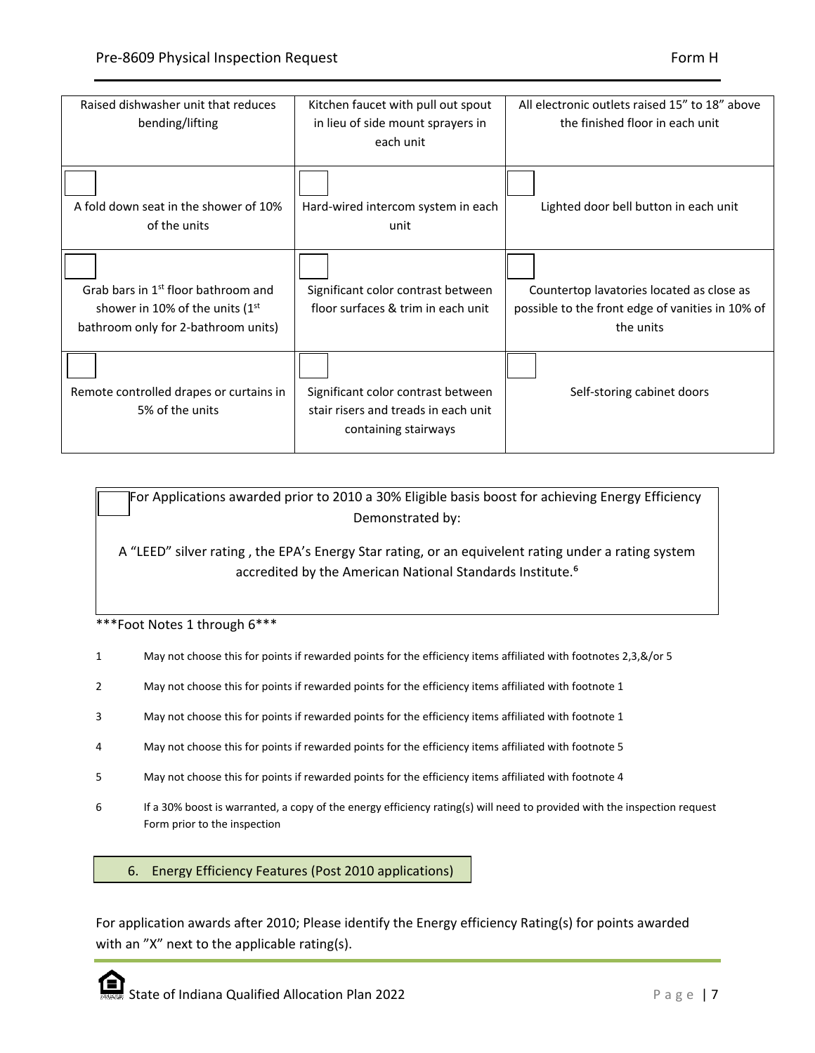| | | |
|---|---|---|
| Raised dishwasher unit that reduces bending/lifting | Kitchen faucet with pull out spout in lieu of side mount sprayers in each unit | All electronic outlets raised 15" to 18" above the finished floor in each unit |
| ☐ A fold down seat in the shower of 10% of the units | ☐ Hard-wired intercom system in each unit | ☐ Lighted door bell button in each unit |
| ☐ Grab bars in 1st floor bathroom and shower in 10% of the units (1st bathroom only for 2-bathroom units) | ☐ Significant color contrast between floor surfaces & trim in each unit | ☐ Countertop lavatories located as close as possible to the front edge of vanities in 10% of the units |
| ☐ Remote controlled drapes or curtains in 5% of the units | ☐ Significant color contrast between stair risers and treads in each unit containing stairways | ☐ Self-storing cabinet doors |

☐ For Applications awarded prior to 2010 a 30% Eligible basis boost for achieving Energy Efficiency Demonstrated by:

A "LEED" silver rating , the EPA's Energy Star rating, or an equivelent rating under a rating system accredited by the American National Standards Institute.[6]

***Foot Notes 1 through 6***

1. May not choose this for points if rewarded points for the efficiency items affiliated with footnotes 2,3,&/or 5
2. May not choose this for points if rewarded points for the efficiency items affiliated with footnote 1
3. May not choose this for points if rewarded points for the efficiency items affiliated with footnote 1
4. May not choose this for points if rewarded points for the efficiency items affiliated with footnote 5
5. May not choose this for points if rewarded points for the efficiency items affiliated with footnote 4
6. If a 30% boost is warranted, a copy of the energy efficiency rating(s) will need to provided with the inspection request Form prior to the inspection

## 6. Energy Efficiency Features (Post 2010 applications)

For application awards after 2010; Please identify the Energy efficiency Rating(s) for points awarded with an "X" next to the applicable rating(s).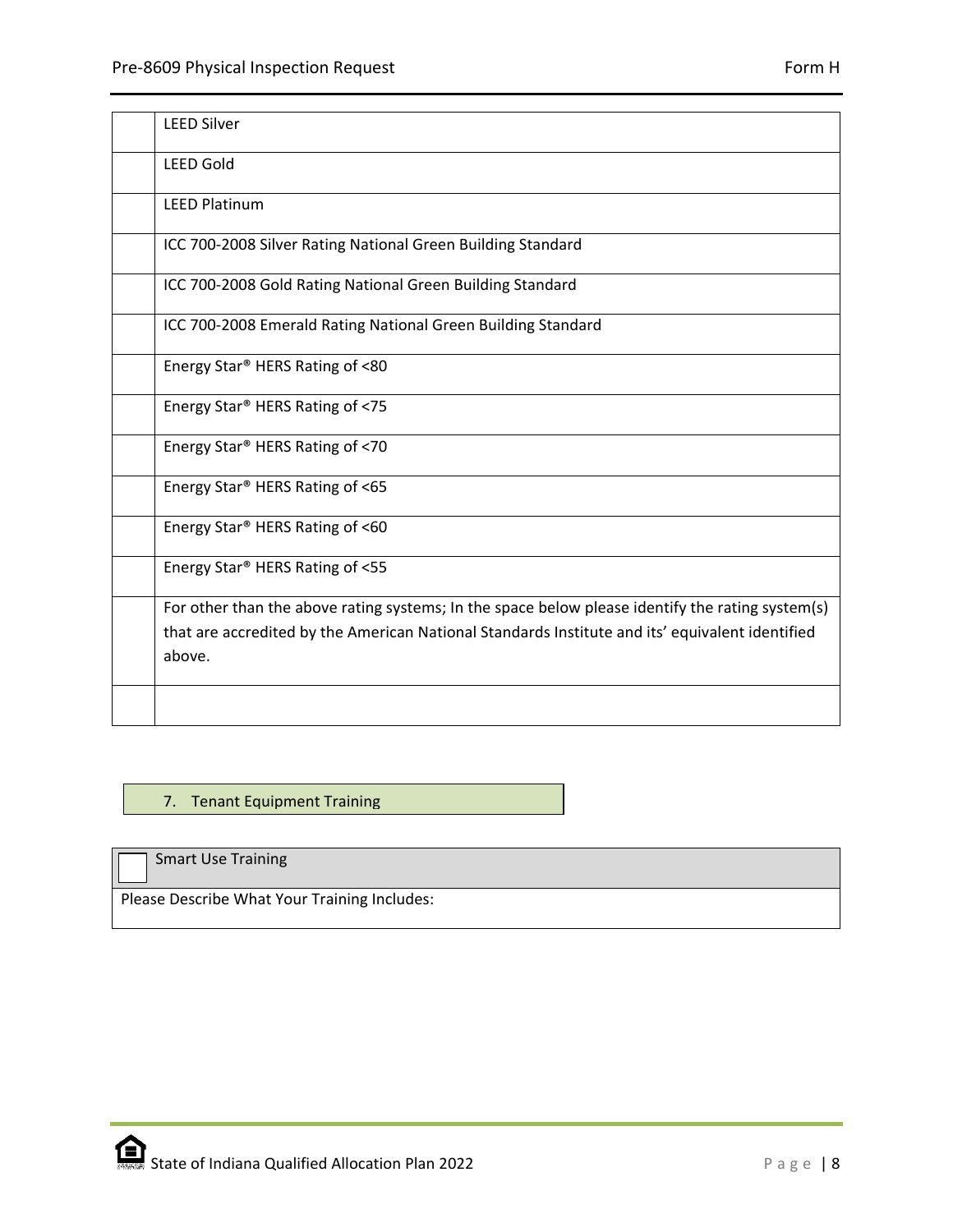| | |
|---|---|
| | LEED Silver |
| | LEED Gold |
| | LEED Platinum |
| | ICC 700-2008 Silver Rating National Green Building Standard |
| | ICC 700-2008 Gold Rating National Green Building Standard |
| | ICC 700-2008 Emerald Rating National Green Building Standard |
| | Energy Star® HERS Rating of <80 |
| | Energy Star® HERS Rating of <75 |
| | Energy Star® HERS Rating of <70 |
| | Energy Star® HERS Rating of <65 |
| | Energy Star® HERS Rating of <60 |
| | Energy Star® HERS Rating of <55 |
| | For other than the above rating systems; In the space below please identify the rating system(s) that are accredited by the American National Standards Institute and its' equivalent identified above. |
| | |

## 7. Tenant Equipment Training

| | |
|---|---|
| ☐ | Smart Use Training |
| Please Describe What Your Training Includes: | |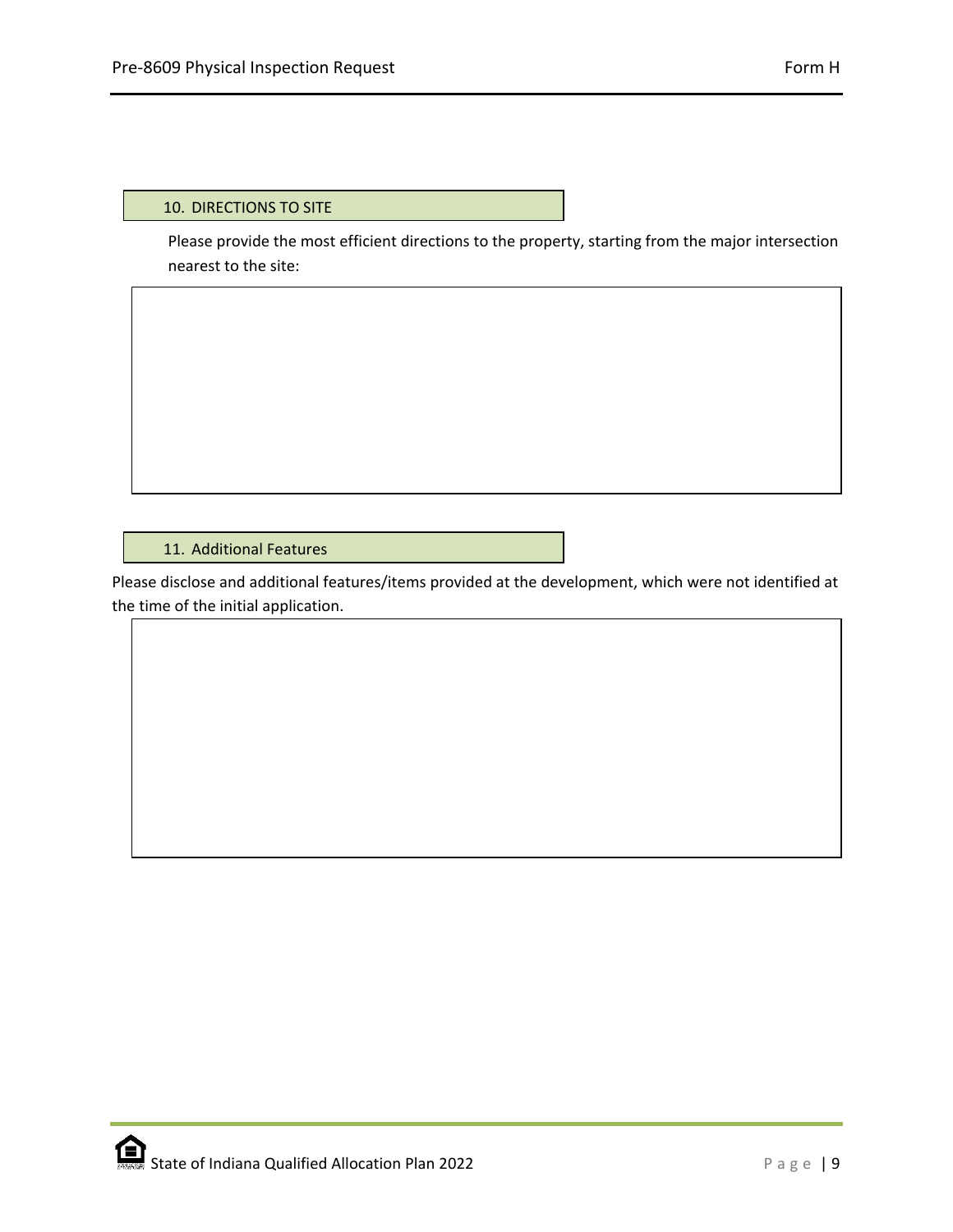## 10. DIRECTIONS TO SITE

Please provide the most efficient directions to the property, starting from the major intersection nearest to the site:

## 11. Additional Features

Please disclose and additional features/items provided at the development, which were not identified at the time of the initial application.